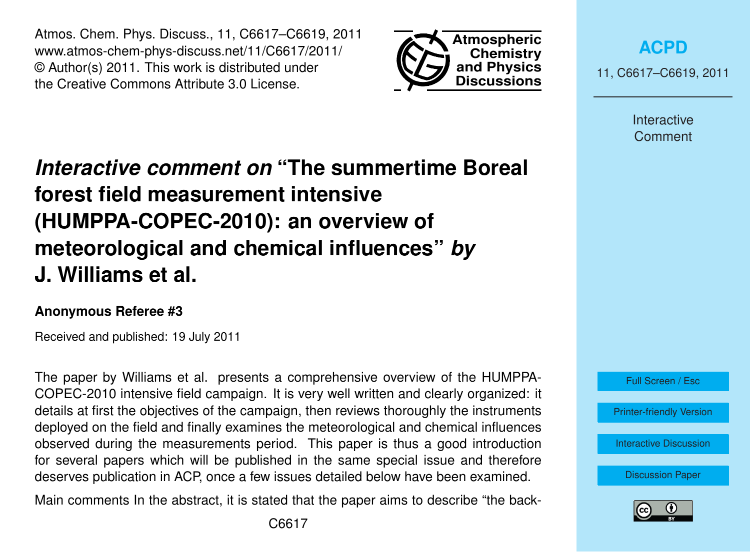# *Interactive comment on* "The summertime Boreal forest field measurement intensive (HUMPPA-COPEC-2010): an overview of meteorological and chemical influences" *by* J. Williams et al.

**Anonymous Referee #3**

Received and published: 19 July 2011

The paper by Williams et al. presents a comprehensive overview of the HUMPPA-COPEC-2010 intensive field campaign. It is very well written and clearly organized: it details at first the objectives of the campaign, then reviews thoroughly the instruments deployed on the field and finally examines the meteorological and chemical influences observed during the measurements period. This paper is thus a good introduction for several papers which will be published in the same special issue and therefore deserves publication in ACP, once a few issues detailed below have been examined.

Main comments In the abstract, it is stated that the paper aims to describe "the back-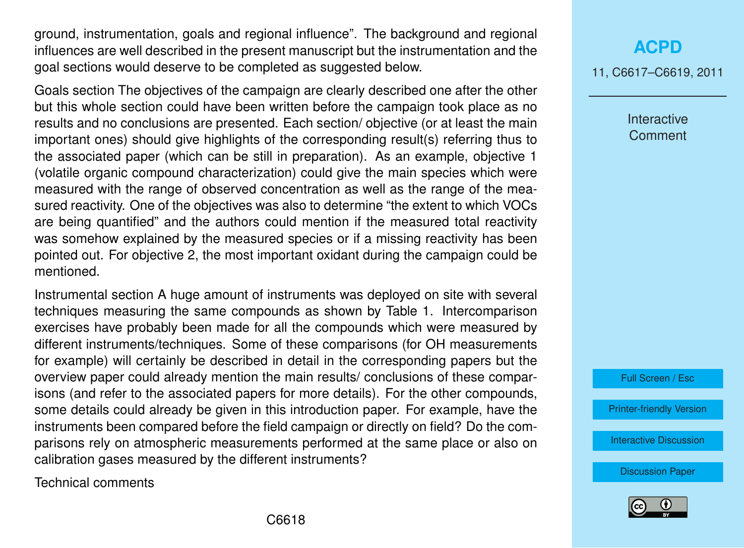ground, instrumentation, goals and regional influence". The background and regional influences are well described in the present manuscript but the instrumentation and the goal sections would deserve to be completed as suggested below.

Goals section The objectives of the campaign are clearly described one after the other but this whole section could have been written before the campaign took place as no results and no conclusions are presented. Each section/ objective (or at least the main important ones) should give highlights of the corresponding result(s) referring thus to the associated paper (which can be still in preparation). As an example, objective 1 (volatile organic compound characterization) could give the main species which were measured with the range of observed concentration as well as the range of the measured reactivity. One of the objectives was also to determine "the extent to which VOCs are being quantified" and the authors could mention if the measured total reactivity was somehow explained by the measured species or if a missing reactivity has been pointed out. For objective 2, the most important oxidant during the campaign could be mentioned.

Instrumental section A huge amount of instruments was deployed on site with several techniques measuring the same compounds as shown by Table 1. Intercomparison exercises have probably been made for all the compounds which were measured by different instruments/techniques. Some of these comparisons (for OH measurements for example) will certainly be described in detail in the corresponding papers but the overview paper could already mention the main results/ conclusions of these comparisons (and refer to the associated papers for more details). For the other compounds, some details could already be given in this introduction paper. For example, have the instruments been compared before the field campaign or directly on field? Do the comparisons rely on atmospheric measurements performed at the same place or also on calibration gases measured by the different instruments?

Technical comments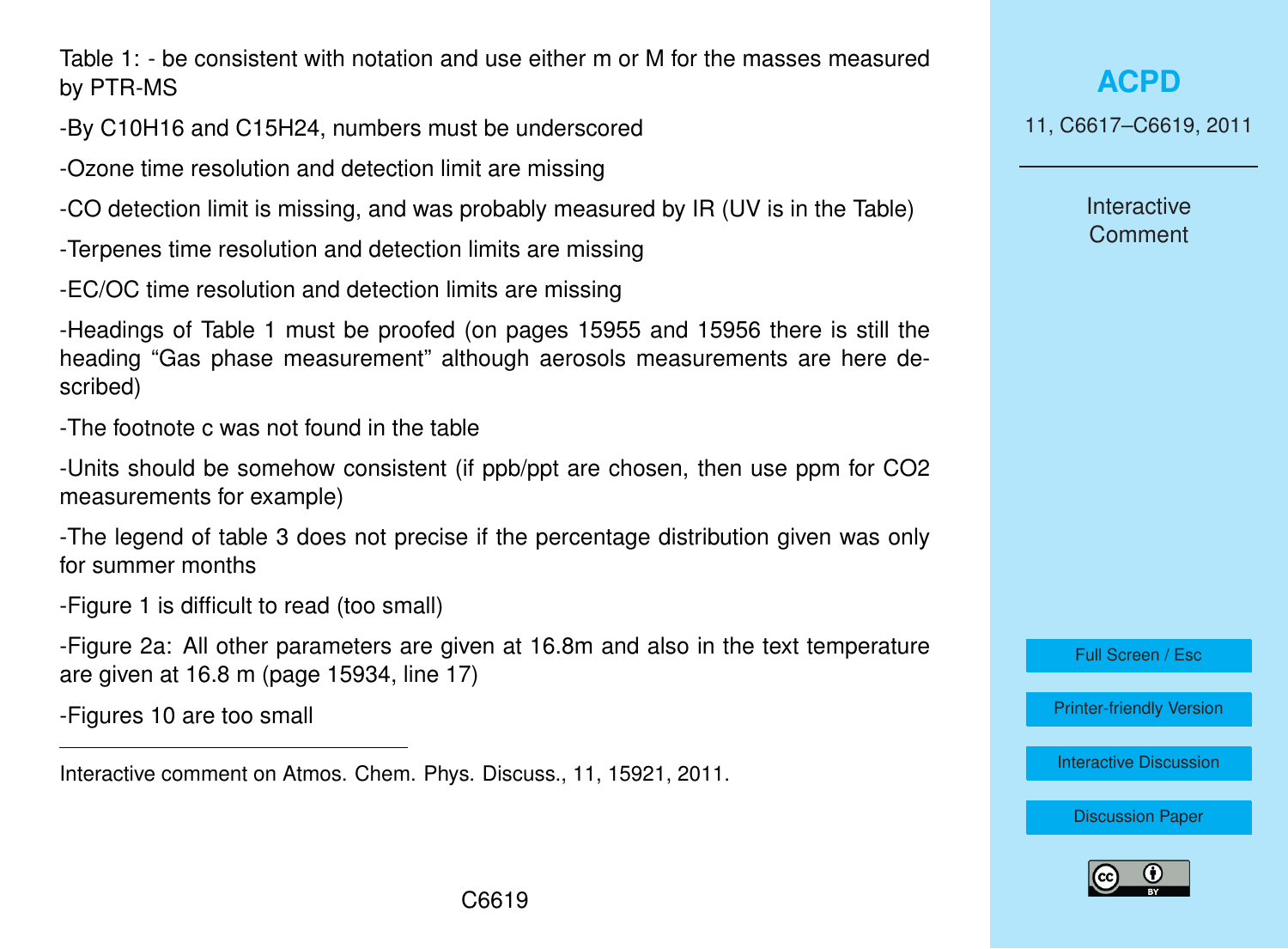Table 1: - be consistent with notation and use either m or M for the masses measured by PTR-MS

-By C10H16 and C15H24, numbers must be underscored

-Ozone time resolution and detection limit are missing

-CO detection limit is missing, and was probably measured by IR (UV is in the Table)

-Terpenes time resolution and detection limits are missing

-EC/OC time resolution and detection limits are missing

-Headings of Table 1 must be proofed (on pages 15955 and 15956 there is still the heading "Gas phase measurement" although aerosols measurements are here described)

-The footnote c was not found in the table

-Units should be somehow consistent (if ppb/ppt are chosen, then use ppm for CO2 measurements for example)

-The legend of table 3 does not precise if the percentage distribution given was only for summer months

-Figure 1 is difficult to read (too small)

-Figure 2a: All other parameters are given at 16.8m and also in the text temperature are given at 16.8 m (page 15934, line 17)

-Figures 10 are too small

---

Interactive comment on Atmos. Chem. Phys. Discuss., 11, 15921, 2011.